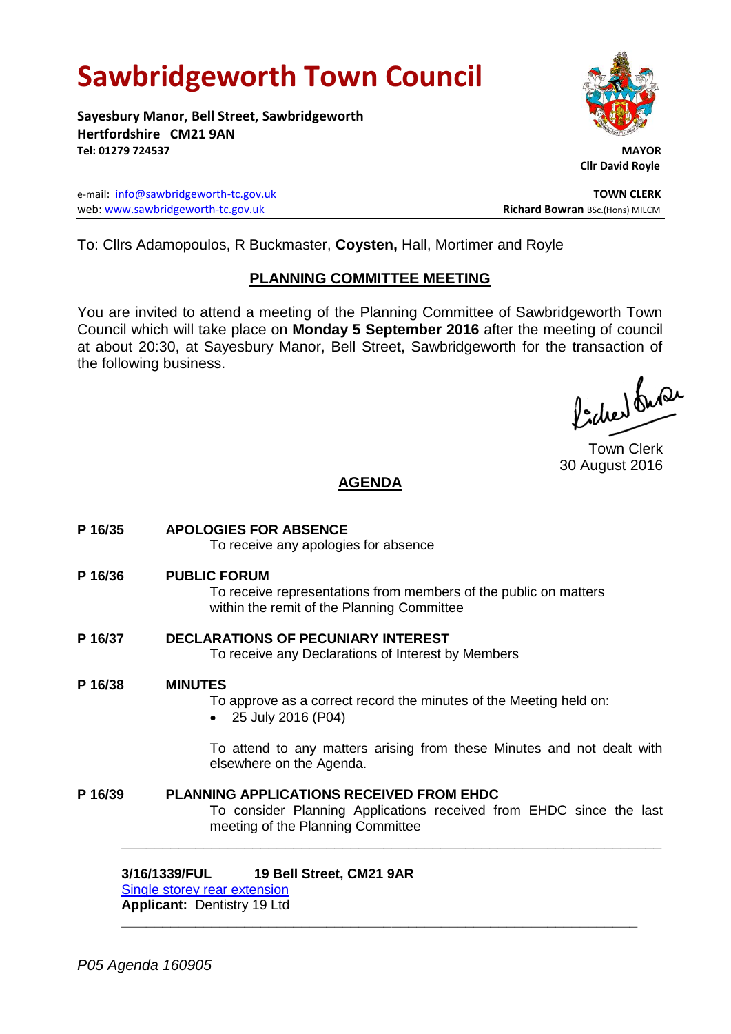# Sawbridgeworth Town Council

**Sayesbury Manor, Bell Street, Sawbridgeworth**
**Hertfordshire CM21 9AN**
**Tel: 01279 724537**

**MAYOR**
**Cllr David Royle**

e-mail: info@sawbridgeworth-tc.gov.uk
web: www.sawbridgeworth-tc.gov.uk

**TOWN CLERK**
**Richard Bowran** BSc.(Hons) MILCM

To: Cllrs Adamopoulos, R Buckmaster, **Coysten,** Hall, Mortimer and Royle

## PLANNING COMMITTEE MEETING

You are invited to attend a meeting of the Planning Committee of Sawbridgeworth Town Council which will take place on **Monday 5 September 2016** after the meeting of council at about 20:30, at Sayesbury Manor, Bell Street, Sawbridgeworth for the transaction of the following business.

Town Clerk
30 August 2016

## AGENDA

**P 16/35 APOLOGIES FOR ABSENCE**
To receive any apologies for absence

**P 16/36 PUBLIC FORUM**
To receive representations from members of the public on matters within the remit of the Planning Committee

**P 16/37 DECLARATIONS OF PECUNIARY INTEREST**
To receive any Declarations of Interest by Members

**P 16/38 MINUTES**
To approve as a correct record the minutes of the Meeting held on:
- 25 July 2016 (P04)

To attend to any matters arising from these Minutes and not dealt with elsewhere on the Agenda.

**P 16/39 PLANNING APPLICATIONS RECEIVED FROM EHDC**
To consider Planning Applications received from EHDC since the last meeting of the Planning Committee

---

**3/16/1339/FUL 19 Bell Street, CM21 9AR**
Single storey rear extension
**Applicant:** Dentistry 19 Ltd

---

*P05 Agenda 160905*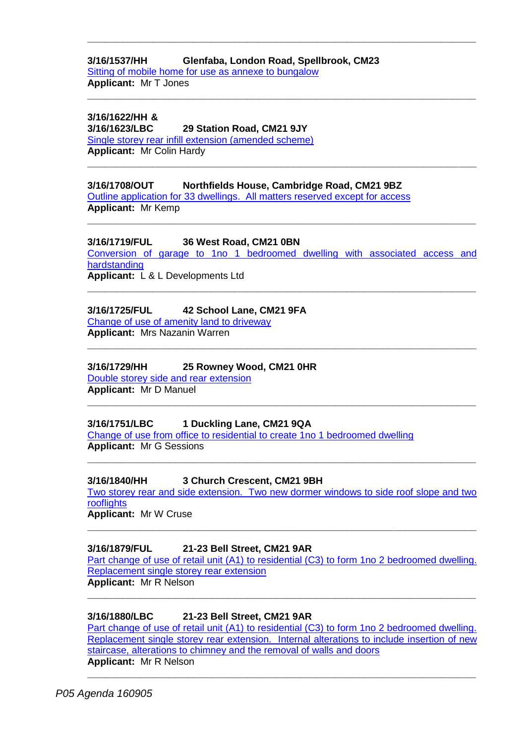---

**3/16/1537/HH Glenfaba, London Road, Spellbrook, CM23**
Sitting of mobile home for use as annexe to bungalow
**Applicant:** Mr T Jones

---

**3/16/1622/HH &**
**3/16/1623/LBC 29 Station Road, CM21 9JY**
Single storey rear infill extension (amended scheme)
**Applicant:** Mr Colin Hardy

---

**3/16/1708/OUT Northfields House, Cambridge Road, CM21 9BZ**
Outline application for 33 dwellings. All matters reserved except for access
**Applicant:** Mr Kemp

---

**3/16/1719/FUL 36 West Road, CM21 0BN**
Conversion of garage to 1no 1 bedroomed dwelling with associated access and hardstanding
**Applicant:** L & L Developments Ltd

---

**3/16/1725/FUL 42 School Lane, CM21 9FA**
Change of use of amenity land to driveway
**Applicant:** Mrs Nazanin Warren

---

**3/16/1729/HH 25 Rowney Wood, CM21 0HR**
Double storey side and rear extension
**Applicant:** Mr D Manuel

---

**3/16/1751/LBC 1 Duckling Lane, CM21 9QA**
Change of use from office to residential to create 1no 1 bedroomed dwelling
**Applicant:** Mr G Sessions

---

**3/16/1840/HH 3 Church Crescent, CM21 9BH**
Two storey rear and side extension. Two new dormer windows to side roof slope and two rooflights
**Applicant:** Mr W Cruse

---

**3/16/1879/FUL 21-23 Bell Street, CM21 9AR**
Part change of use of retail unit (A1) to residential (C3) to form 1no 2 bedroomed dwelling. Replacement single storey rear extension
**Applicant:** Mr R Nelson

---

**3/16/1880/LBC 21-23 Bell Street, CM21 9AR**
Part change of use of retail unit (A1) to residential (C3) to form 1no 2 bedroomed dwelling. Replacement single storey rear extension. Internal alterations to include insertion of new staircase, alterations to chimney and the removal of walls and doors
**Applicant:** Mr R Nelson

---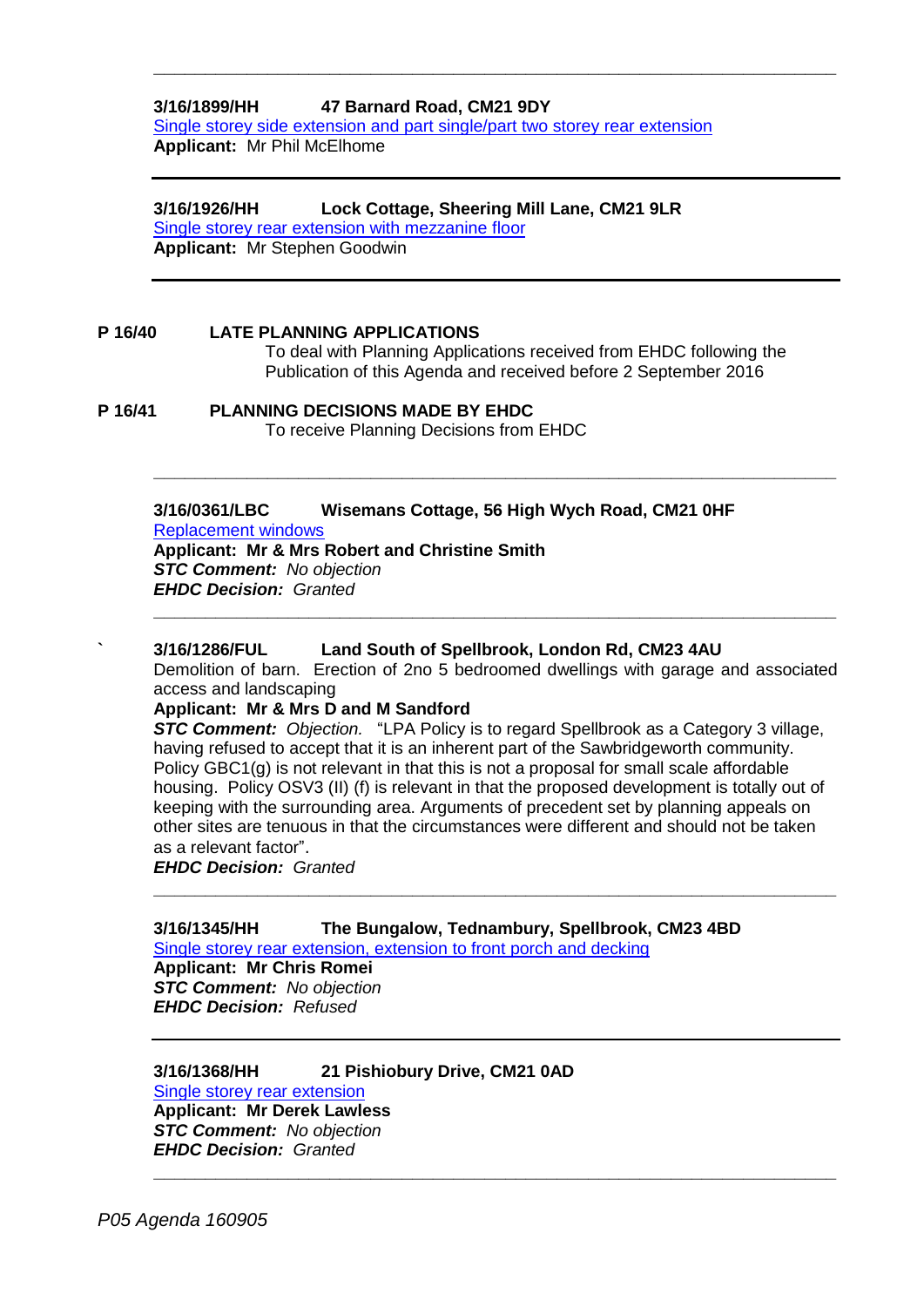---

**3/16/1899/HH 47 Barnard Road, CM21 9DY**
Single storey side extension and part single/part two storey rear extension
**Applicant:** Mr Phil McElhome

---

**3/16/1926/HH Lock Cottage, Sheering Mill Lane, CM21 9LR**
Single storey rear extension with mezzanine floor
**Applicant:** Mr Stephen Goodwin

---

**P 16/40 LATE PLANNING APPLICATIONS**
To deal with Planning Applications received from EHDC following the Publication of this Agenda and received before 2 September 2016

**P 16/41 PLANNING DECISIONS MADE BY EHDC**
To receive Planning Decisions from EHDC

---

**3/16/0361/LBC Wisemans Cottage, 56 High Wych Road, CM21 0HF**
Replacement windows
**Applicant: Mr & Mrs Robert and Christine Smith**
***STC Comment:*** *No objection*
***EHDC Decision:*** *Granted*

---

` **3/16/1286/FUL Land South of Spellbrook, London Rd, CM23 4AU**
Demolition of barn. Erection of 2no 5 bedroomed dwellings with garage and associated access and landscaping
**Applicant: Mr & Mrs D and M Sandford**
***STC Comment:*** *Objection.* "LPA Policy is to regard Spellbrook as a Category 3 village, having refused to accept that it is an inherent part of the Sawbridgeworth community. Policy GBC1(g) is not relevant in that this is not a proposal for small scale affordable housing. Policy OSV3 (II) (f) is relevant in that the proposed development is totally out of keeping with the surrounding area. Arguments of precedent set by planning appeals on other sites are tenuous in that the circumstances were different and should not be taken as a relevant factor".
***EHDC Decision:*** *Granted*

---

**3/16/1345/HH The Bungalow, Tednambury, Spellbrook, CM23 4BD**
Single storey rear extension, extension to front porch and decking
**Applicant: Mr Chris Romei**
***STC Comment:*** *No objection*
***EHDC Decision:*** *Refused*

---

**3/16/1368/HH 21 Pishiobury Drive, CM21 0AD**
Single storey rear extension
**Applicant: Mr Derek Lawless**
***STC Comment:*** *No objection*
***EHDC Decision:*** *Granted*

---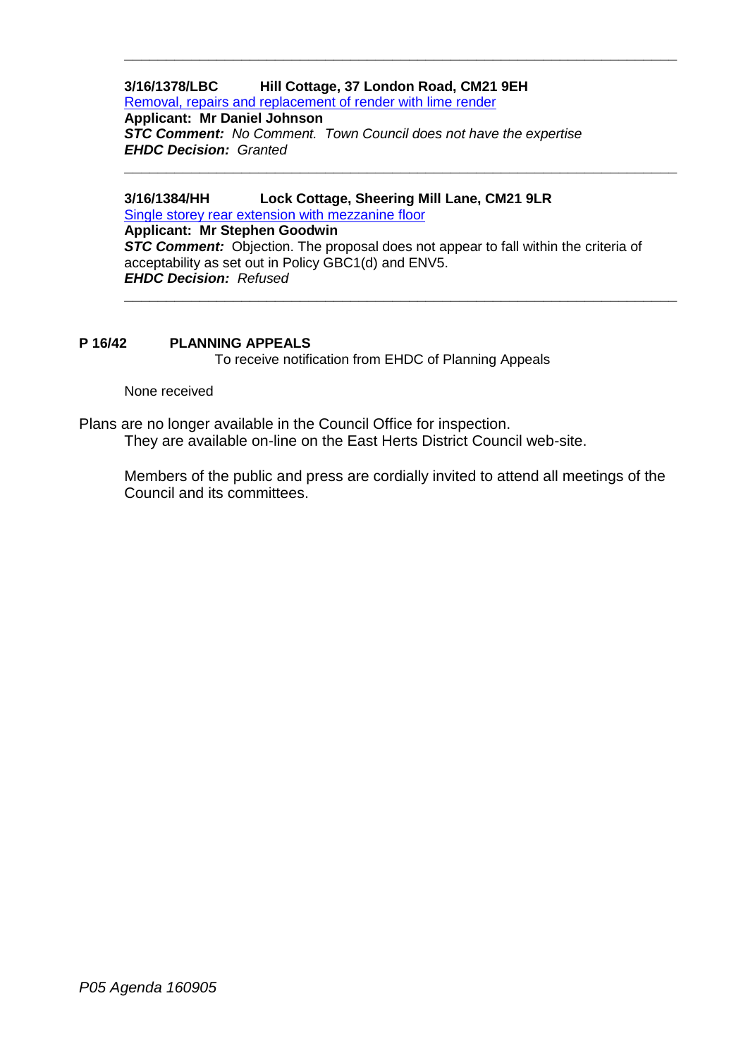---

**3/16/1378/LBC Hill Cottage, 37 London Road, CM21 9EH**

Removal, repairs and replacement of render with lime render

**Applicant: Mr Daniel Johnson**

***STC Comment:*** *No Comment. Town Council does not have the expertise*

***EHDC Decision:*** *Granted*

---

**3/16/1384/HH Lock Cottage, Sheering Mill Lane, CM21 9LR**

Single storey rear extension with mezzanine floor

**Applicant: Mr Stephen Goodwin**

***STC Comment:*** Objection. The proposal does not appear to fall within the criteria of acceptability as set out in Policy GBC1(d) and ENV5.

***EHDC Decision:*** *Refused*

---

**P 16/42 PLANNING APPEALS**

To receive notification from EHDC of Planning Appeals

None received

Plans are no longer available in the Council Office for inspection.

They are available on-line on the East Herts District Council web-site.

Members of the public and press are cordially invited to attend all meetings of the Council and its committees.

*P05 Agenda 160905*